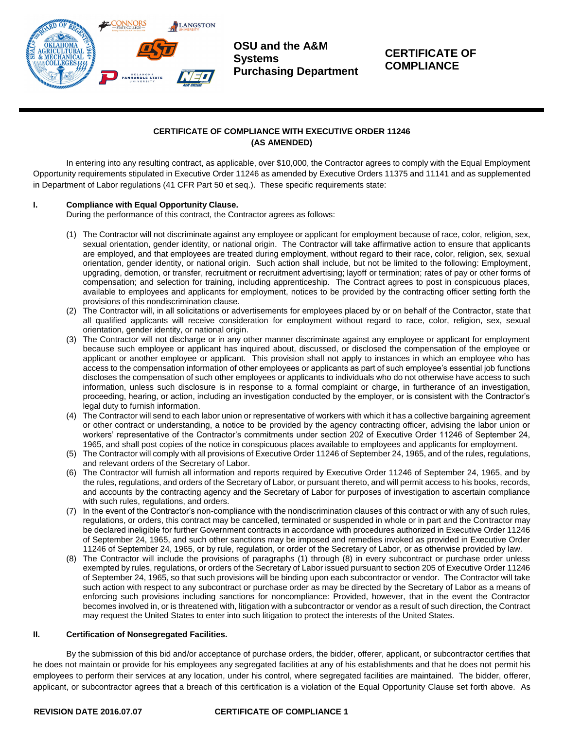**OSU and the A&M Systems Purchasing Department**

# CERTIFICATE OF COMPLIANCE

## CERTIFICATE OF COMPLIANCE WITH EXECUTIVE ORDER 11246 (AS AMENDED)

In entering into any resulting contract, as applicable, over $10,000, the Contractor agrees to comply with the Equal Employment Opportunity requirements stipulated in Executive Order 11246 as amended by Executive Orders 11375 and 11141 and as supplemented in Department of Labor regulations (41 CFR Part 50 et seq.). These specific requirements state:

### I. Compliance with Equal Opportunity Clause.

During the performance of this contract, the Contractor agrees as follows:

(1) The Contractor will not discriminate against any employee or applicant for employment because of race, color, religion, sex, sexual orientation, gender identity, or national origin. The Contractor will take affirmative action to ensure that applicants are employed, and that employees are treated during employment, without regard to their race, color, religion, sex, sexual orientation, gender identity, or national origin. Such action shall include, but not be limited to the following: Employment, upgrading, demotion, or transfer, recruitment or recruitment advertising; layoff or termination; rates of pay or other forms of compensation; and selection for training, including apprenticeship. The Contract agrees to post in conspicuous places, available to employees and applicants for employment, notices to be provided by the contracting officer setting forth the provisions of this nondiscrimination clause.

(2) The Contractor will, in all solicitations or advertisements for employees placed by or on behalf of the Contractor, state that all qualified applicants will receive consideration for employment without regard to race, color, religion, sex, sexual orientation, gender identity, or national origin.

(3) The Contractor will not discharge or in any other manner discriminate against any employee or applicant for employment because such employee or applicant has inquired about, discussed, or disclosed the compensation of the employee or applicant or another employee or applicant. This provision shall not apply to instances in which an employee who has access to the compensation information of other employees or applicants as part of such employee's essential job functions discloses the compensation of such other employees or applicants to individuals who do not otherwise have access to such information, unless such disclosure is in response to a formal complaint or charge, in furtherance of an investigation, proceeding, hearing, or action, including an investigation conducted by the employer, or is consistent with the Contractor's legal duty to furnish information.

(4) The Contractor will send to each labor union or representative of workers with which it has a collective bargaining agreement or other contract or understanding, a notice to be provided by the agency contracting officer, advising the labor union or workers' representative of the Contractor's commitments under section 202 of Executive Order 11246 of September 24, 1965, and shall post copies of the notice in conspicuous places available to employees and applicants for employment.

(5) The Contractor will comply with all provisions of Executive Order 11246 of September 24, 1965, and of the rules, regulations, and relevant orders of the Secretary of Labor.

(6) The Contractor will furnish all information and reports required by Executive Order 11246 of September 24, 1965, and by the rules, regulations, and orders of the Secretary of Labor, or pursuant thereto, and will permit access to his books, records, and accounts by the contracting agency and the Secretary of Labor for purposes of investigation to ascertain compliance with such rules, regulations, and orders.

(7) In the event of the Contractor's non-compliance with the nondiscrimination clauses of this contract or with any of such rules, regulations, or orders, this contract may be cancelled, terminated or suspended in whole or in part and the Contractor may be declared ineligible for further Government contracts in accordance with procedures authorized in Executive Order 11246 of September 24, 1965, and such other sanctions may be imposed and remedies invoked as provided in Executive Order 11246 of September 24, 1965, or by rule, regulation, or order of the Secretary of Labor, or as otherwise provided by law.

(8) The Contractor will include the provisions of paragraphs (1) through (8) in every subcontract or purchase order unless exempted by rules, regulations, or orders of the Secretary of Labor issued pursuant to section 205 of Executive Order 11246 of September 24, 1965, so that such provisions will be binding upon each subcontractor or vendor. The Contractor will take such action with respect to any subcontract or purchase order as may be directed by the Secretary of Labor as a means of enforcing such provisions including sanctions for noncompliance: Provided, however, that in the event the Contractor becomes involved in, or is threatened with, litigation with a subcontractor or vendor as a result of such direction, the Contract may request the United States to enter into such litigation to protect the interests of the United States.

### II. Certification of Nonsegregated Facilities.

By the submission of this bid and/or acceptance of purchase orders, the bidder, offerer, applicant, or subcontractor certifies that he does not maintain or provide for his employees any segregated facilities at any of his establishments and that he does not permit his employees to perform their services at any location, under his control, where segregated facilities are maintained. The bidder, offerer, applicant, or subcontractor agrees that a breach of this certification is a violation of the Equal Opportunity Clause set forth above. As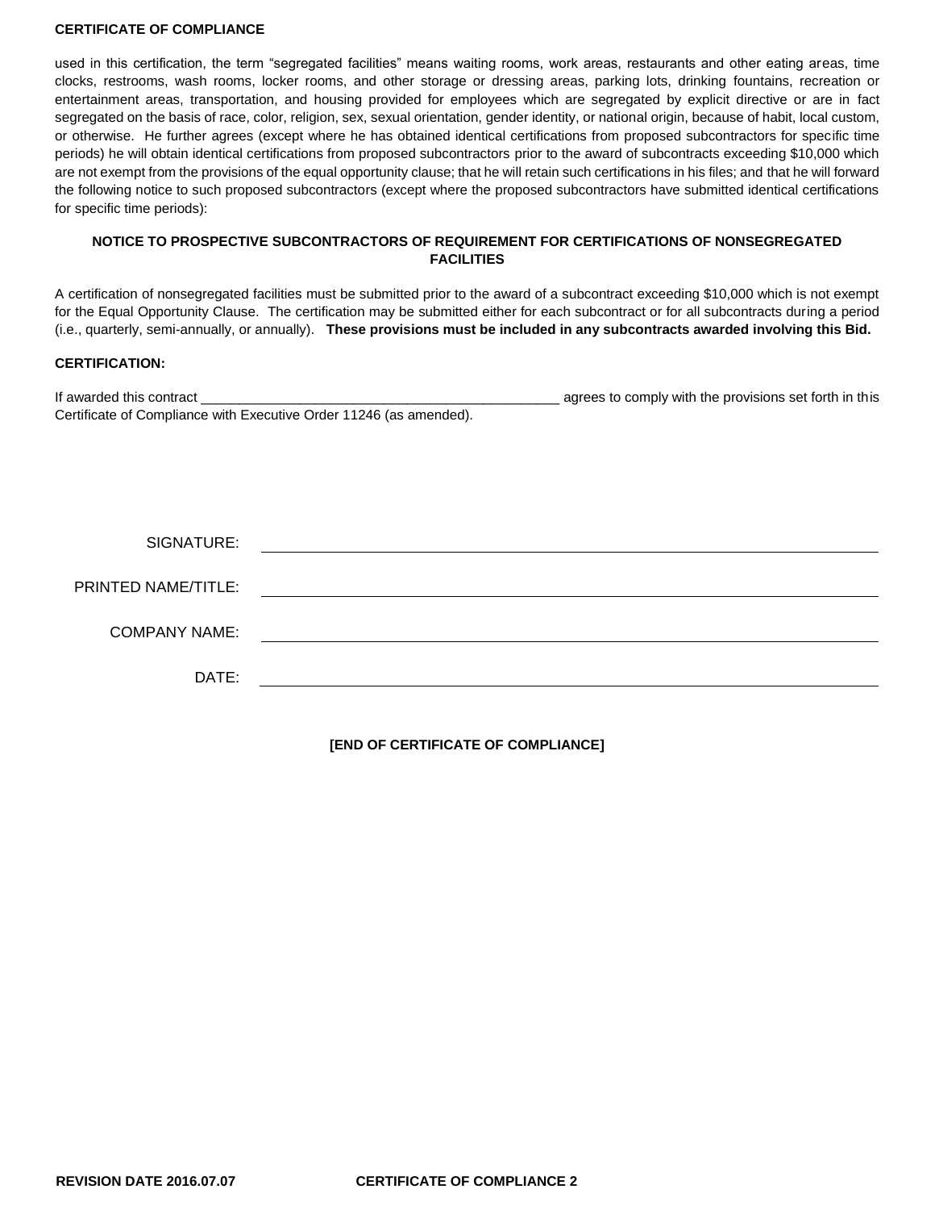**CERTIFICATE OF COMPLIANCE**

used in this certification, the term "segregated facilities" means waiting rooms, work areas, restaurants and other eating areas, time clocks, restrooms, wash rooms, locker rooms, and other storage or dressing areas, parking lots, drinking fountains, recreation or entertainment areas, transportation, and housing provided for employees which are segregated by explicit directive or are in fact segregated on the basis of race, color, religion, sex, sexual orientation, gender identity, or national origin, because of habit, local custom, or otherwise. He further agrees (except where he has obtained identical certifications from proposed subcontractors for specific time periods) he will obtain identical certifications from proposed subcontractors prior to the award of subcontracts exceeding $10,000 which are not exempt from the provisions of the equal opportunity clause; that he will retain such certifications in his files; and that he will forward the following notice to such proposed subcontractors (except where the proposed subcontractors have submitted identical certifications for specific time periods):

**NOTICE TO PROSPECTIVE SUBCONTRACTORS OF REQUIREMENT FOR CERTIFICATIONS OF NONSEGREGATED FACILITIES**

A certification of nonsegregated facilities must be submitted prior to the award of a subcontract exceeding $10,000 which is not exempt for the Equal Opportunity Clause. The certification may be submitted either for each subcontract or for all subcontracts during a period (i.e., quarterly, semi-annually, or annually). **These provisions must be included in any subcontracts awarded involving this Bid.**

**CERTIFICATION:**

If awarded this contract ________________________________________________ agrees to comply with the provisions set forth in this Certificate of Compliance with Executive Order 11246 (as amended).

SIGNATURE: ______________________________

PRINTED NAME/TITLE: ______________________________

COMPANY NAME: ______________________________

DATE: ______________________________

**[END OF CERTIFICATE OF COMPLIANCE]**

**REVISION DATE 2016.07.07**